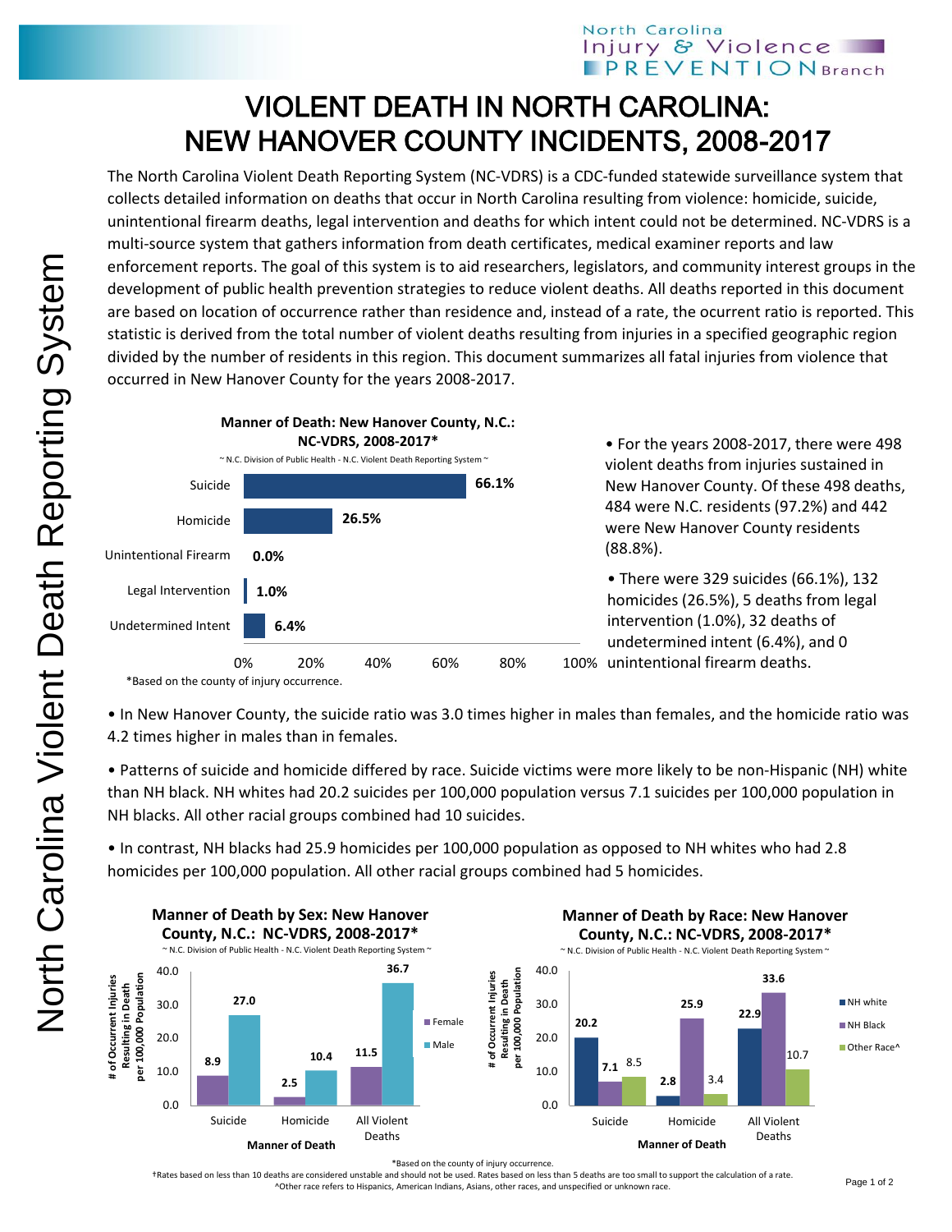North Carolina Injury & Violence PREVENTION Branch

North Carolina Violent Death Reporting System

# VIOLENT DEATH IN NORTH CAROLINA: NEW HANOVER COUNTY INCIDENTS, 2008-2017

The North Carolina Violent Death Reporting System (NC-VDRS) is a CDC-funded statewide surveillance system that collects detailed information on deaths that occur in North Carolina resulting from violence: homicide, suicide, unintentional firearm deaths, legal intervention and deaths for which intent could not be determined. NC-VDRS is a multi-source system that gathers information from death certificates, medical examiner reports and law enforcement reports. The goal of this system is to aid researchers, legislators, and community interest groups in the development of public health prevention strategies to reduce violent deaths. All deaths reported in this document are based on location of occurrence rather than residence and, instead of a rate, the ocurrent ratio is reported. This statistic is derived from the total number of violent deaths resulting from injuries in a specified geographic region divided by the number of residents in this region. This document summarizes all fatal injuries from violence that occurred in New Hanover County for the years 2008-2017.

**Manner of Death: New Hanover County, N.C.: NC-VDRS, 2008-2017***

~ N.C. Division of Public Health - N.C. Violent Death Reporting System ~

Suicide 66.1%
Homicide 26.5%
Unintentional Firearm 0.0%
Legal Intervention 1.0%
Undetermined Intent 6.4%

0% 20% 40% 60% 80% 100%

*Based on the county of injury occurrence.

- For the years 2008-2017, there were 498 violent deaths from injuries sustained in New Hanover County. Of these 498 deaths, 484 were N.C. residents (97.2%) and 442 were New Hanover County residents (88.8%).
- There were 329 suicides (66.1%), 132 homicides (26.5%), 5 deaths from legal intervention (1.0%), 32 deaths of undetermined intent (6.4%), and 0 unintentional firearm deaths.

- In New Hanover County, the suicide ratio was 3.0 times higher in males than females, and the homicide ratio was 4.2 times higher in males than in females.
- Patterns of suicide and homicide differed by race. Suicide victims were more likely to be non-Hispanic (NH) white than NH black. NH whites had 20.2 suicides per 100,000 population versus 7.1 suicides per 100,000 population in NH blacks. All other racial groups combined had 10 suicides.
- In contrast, NH blacks had 25.9 homicides per 100,000 population as opposed to NH whites who had 2.8 homicides per 100,000 population. All other racial groups combined had 5 homicides.

**Manner of Death by Sex: New Hanover County, N.C.: NC-VDRS, 2008-2017***

~ N.C. Division of Public Health - N.C. Violent Death Reporting System ~

# of Occurrent Injuries Resulting in Death per 100,000 Population

0.0 10.0 20.0 30.0 40.0

Female, Male

Suicide: 8.9, 27.0
Homicide: 2.5, 10.4
All Violent Deaths: 11.5, 36.7

Manner of Death

**Manner of Death by Race: New Hanover County, N.C.: NC-VDRS, 2008-2017***

~ N.C. Division of Public Health - N.C. Violent Death Reporting System ~

# of Occurrent Injuries Resulting in Death per 100,000 Population

0.0 10.0 20.0 30.0 40.0

NH white, NH Black, Other Race^

Suicide: 20.2, 7.1, 8.5
Homicide: 2.8, 25.9, 3.4
All Violent Deaths: 22.9, 33.6, 10.7

Manner of Death

*Based on the county of injury occurrence.

†Rates based on less than 10 deaths are considered unstable and should not be used. Rates based on less than 5 deaths are too small to support the calculation of a rate.

^Other race refers to Hispanics, American Indians, Asians, other races, and unspecified or unknown race.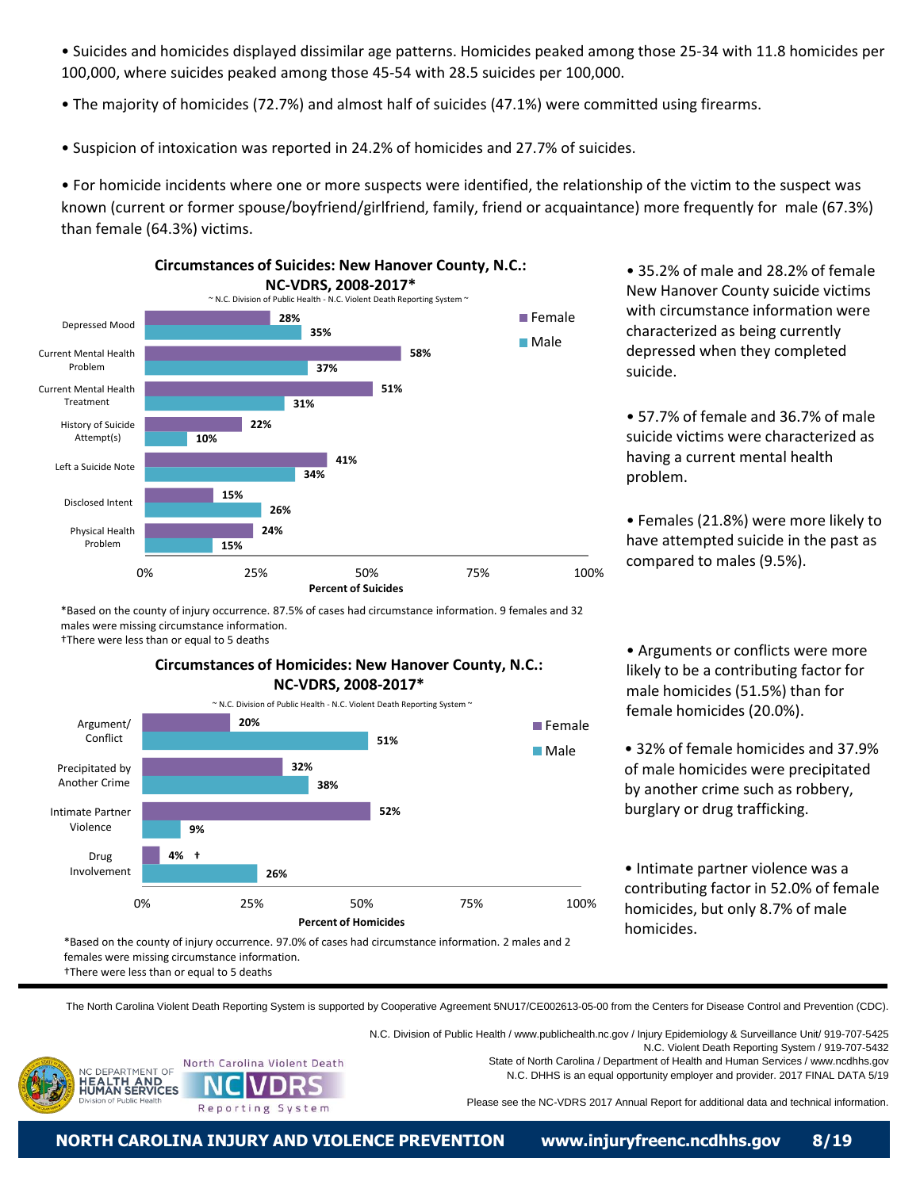• Suicides and homicides displayed dissimilar age patterns. Homicides peaked among those 25-34 with 11.8 homicides per 100,000, where suicides peaked among those 45-54 with 28.5 suicides per 100,000.

• The majority of homicides (72.7%) and almost half of suicides (47.1%) were committed using firearms.

• Suspicion of intoxication was reported in 24.2% of homicides and 27.7% of suicides.

• For homicide incidents where one or more suspects were identified, the relationship of the victim to the suspect was known (current or former spouse/boyfriend/girlfriend, family, friend or acquaintance) more frequently for male (67.3%) than female (64.3%) victims.

**Circumstances of Suicides: New Hanover County, N.C.: NC-VDRS, 2008-2017***

~ N.C. Division of Public Health - N.C. Violent Death Reporting System ~

Female
Male

Depressed Mood: 28%, 35%
Current Mental Health Problem: 58%, 37%
Current Mental Health Treatment: 51%, 31%
History of Suicide Attempt(s): 22%, 10%
Left a Suicide Note: 41%, 34%
Disclosed Intent: 15%, 26%
Physical Health Problem: 24%, 15%

0% 25% 50% 75% 100%
Percent of Suicides

*Based on the county of injury occurrence. 87.5% of cases had circumstance information. 9 females and 32 males were missing circumstance information.
†There were less than or equal to 5 deaths

• 35.2% of male and 28.2% of female New Hanover County suicide victims with circumstance information were characterized as being currently depressed when they completed suicide.

• 57.7% of female and 36.7% of male suicide victims were characterized as having a current mental health problem.

• Females (21.8%) were more likely to have attempted suicide in the past as compared to males (9.5%).

**Circumstances of Homicides: New Hanover County, N.C.: NC-VDRS, 2008-2017***

~ N.C. Division of Public Health - N.C. Violent Death Reporting System ~

Female
Male

Argument/ Conflict: 20%, 51%
Precipitated by Another Crime: 32%, 38%
Intimate Partner Violence: 52%, 9%
Drug Involvement: 4% †, 26%

0% 25% 50% 75% 100%
Percent of Homicides

*Based on the county of injury occurrence. 97.0% of cases had circumstance information. 2 males and 2 females were missing circumstance information.
†There were less than or equal to 5 deaths

• Arguments or conflicts were more likely to be a contributing factor for male homicides (51.5%) than for female homicides (20.0%).

• 32% of female homicides and 37.9% of male homicides were precipitated by another crime such as robbery, burglary or drug trafficking.

• Intimate partner violence was a contributing factor in 52.0% of female homicides, but only 8.7% of male homicides.

The North Carolina Violent Death Reporting System is supported by Cooperative Agreement 5NU17/CE002613-05-00 from the Centers for Disease Control and Prevention (CDC).

N.C. Division of Public Health / www.publichealth.nc.gov / Injury Epidemiology & Surveillance Unit/ 919-707-5425
N.C. Violent Death Reporting System / 919-707-5432
State of North Carolina / Department of Health and Human Services / www.ncdhhs.gov
N.C. DHHS is an equal opportunity employer and provider. 2017 FINAL DATA 5/19

Please see the NC-VDRS 2017 Annual Report for additional data and technical information.

NORTH CAROLINA INJURY AND VIOLENCE PREVENTION www.injuryfreenc.ncdhhs.gov